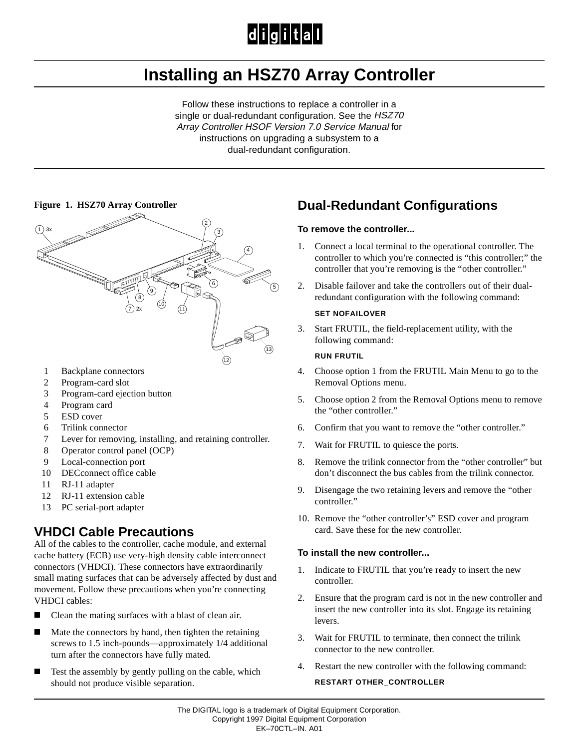# Installing an HSZ70 Array Controller

Follow these instructions to replace a controller in a single or dual-redundant configuration. See the *HSZ70 Array Controller HSOF Version 7.0 Service Manual* for instructions on upgrading a subsystem to a dual-redundant configuration.

**Figure 1. HSZ70 Array Controller**

1. Backplane connectors
2. Program-card slot
3. Program-card ejection button
4. Program card
5. ESD cover
6. Trilink connector
7. Lever for removing, installing, and retaining controller.
8. Operator control panel (OCP)
9. Local-connection port
10. DECconnect office cable
11. RJ-11 adapter
12. RJ-11 extension cable
13. PC serial-port adapter

## VHDCI Cable Precautions

All of the cables to the controller, cache module, and external cache battery (ECB) use very-high density cable interconnect connectors (VHDCI). These connectors have extraordinarily small mating surfaces that can be adversely affected by dust and movement. Follow these precautions when you're connecting VHDCI cables:

- Clean the mating surfaces with a blast of clean air.
- Mate the connectors by hand, then tighten the retaining screws to 1.5 inch-pounds—approximately 1/4 additional turn after the connectors have fully mated.
- Test the assembly by gently pulling on the cable, which should not produce visible separation.

## Dual-Redundant Configurations

### To remove the controller...

1. Connect a local terminal to the operational controller. The controller to which you're connected is "this controller;" the controller that you're removing is the "other controller."
2. Disable failover and take the controllers out of their dual-redundant configuration with the following command:

   ```
   SET NOFAILOVER
   ```

3. Start FRUTIL, the field-replacement utility, with the following command:

   ```
   RUN FRUTIL
   ```

4. Choose option 1 from the FRUTIL Main Menu to go to the Removal Options menu.
5. Choose option 2 from the Removal Options menu to remove the "other controller."
6. Confirm that you want to remove the "other controller."
7. Wait for FRUTIL to quiesce the ports.
8. Remove the trilink connector from the "other controller" but don't disconnect the bus cables from the trilink connector.
9. Disengage the two retaining levers and remove the "other controller."
10. Remove the "other controller's" ESD cover and program card. Save these for the new controller.

### To install the new controller...

1. Indicate to FRUTIL that you're ready to insert the new controller.
2. Ensure that the program card is not in the new controller and insert the new controller into its slot. Engage its retaining levers.
3. Wait for FRUTIL to terminate, then connect the trilink connector to the new controller.
4. Restart the new controller with the following command:

   ```
   RESTART OTHER_CONTROLLER
   ```

The DIGITAL logo is a trademark of Digital Equipment Corporation.
Copyright 1997 Digital Equipment Corporation
EK–70CTL–IN. A01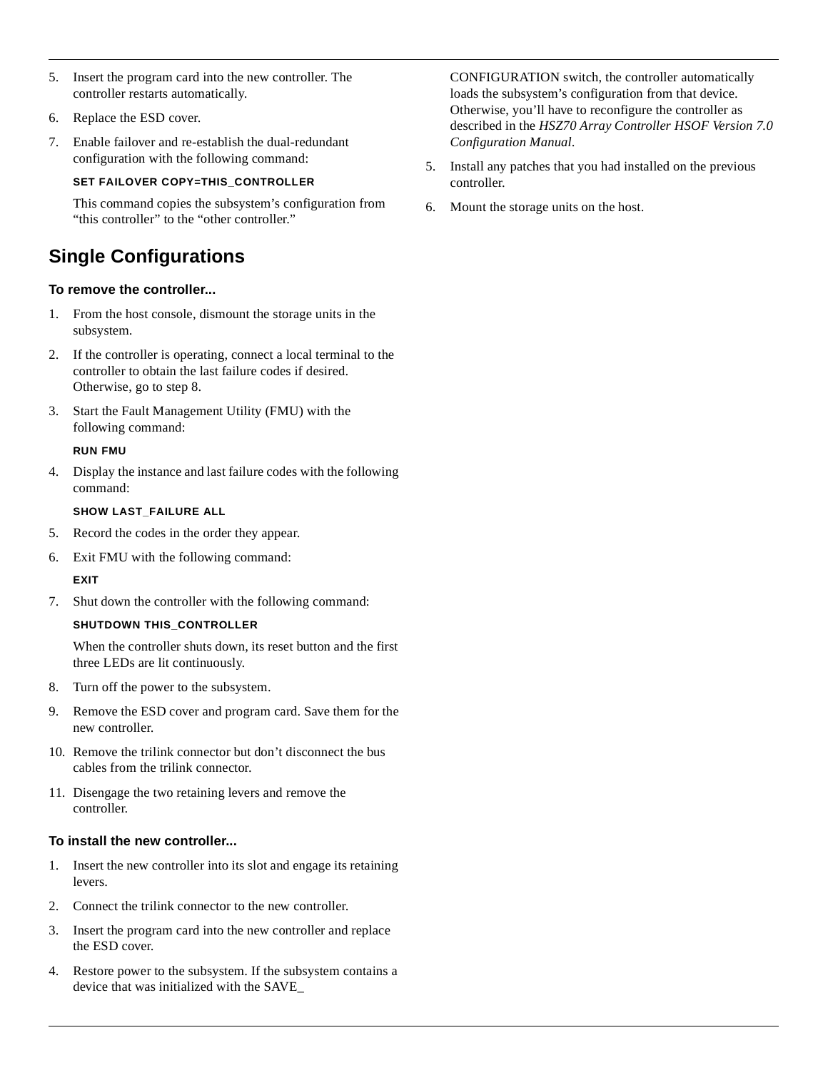5. Insert the program card into the new controller. The controller restarts automatically.
6. Replace the ESD cover.
7. Enable failover and re-establish the dual-redundant configuration with the following command:

   ```
   SET FAILOVER COPY=THIS_CONTROLLER
   ```

   This command copies the subsystem's configuration from "this controller" to the "other controller."

## Single Configurations

### To remove the controller...

1. From the host console, dismount the storage units in the subsystem.
2. If the controller is operating, connect a local terminal to the controller to obtain the last failure codes if desired. Otherwise, go to step 8.
3. Start the Fault Management Utility (FMU) with the following command:

   ```
   RUN FMU
   ```

4. Display the instance and last failure codes with the following command:

   ```
   SHOW LAST_FAILURE ALL
   ```

5. Record the codes in the order they appear.
6. Exit FMU with the following command:

   ```
   EXIT
   ```

7. Shut down the controller with the following command:

   ```
   SHUTDOWN THIS_CONTROLLER
   ```

   When the controller shuts down, its reset button and the first three LEDs are lit continuously.
8. Turn off the power to the subsystem.
9. Remove the ESD cover and program card. Save them for the new controller.
10. Remove the trilink connector but don't disconnect the bus cables from the trilink connector.
11. Disengage the two retaining levers and remove the controller.

### To install the new controller...

1. Insert the new controller into its slot and engage its retaining levers.
2. Connect the trilink connector to the new controller.
3. Insert the program card into the new controller and replace the ESD cover.
4. Restore power to the subsystem. If the subsystem contains a device that was initialized with the SAVE_CONFIGURATION switch, the controller automatically loads the subsystem's configuration from that device. Otherwise, you'll have to reconfigure the controller as described in the *HSZ70 Array Controller HSOF Version 7.0 Configuration Manual*.
5. Install any patches that you had installed on the previous controller.
6. Mount the storage units on the host.